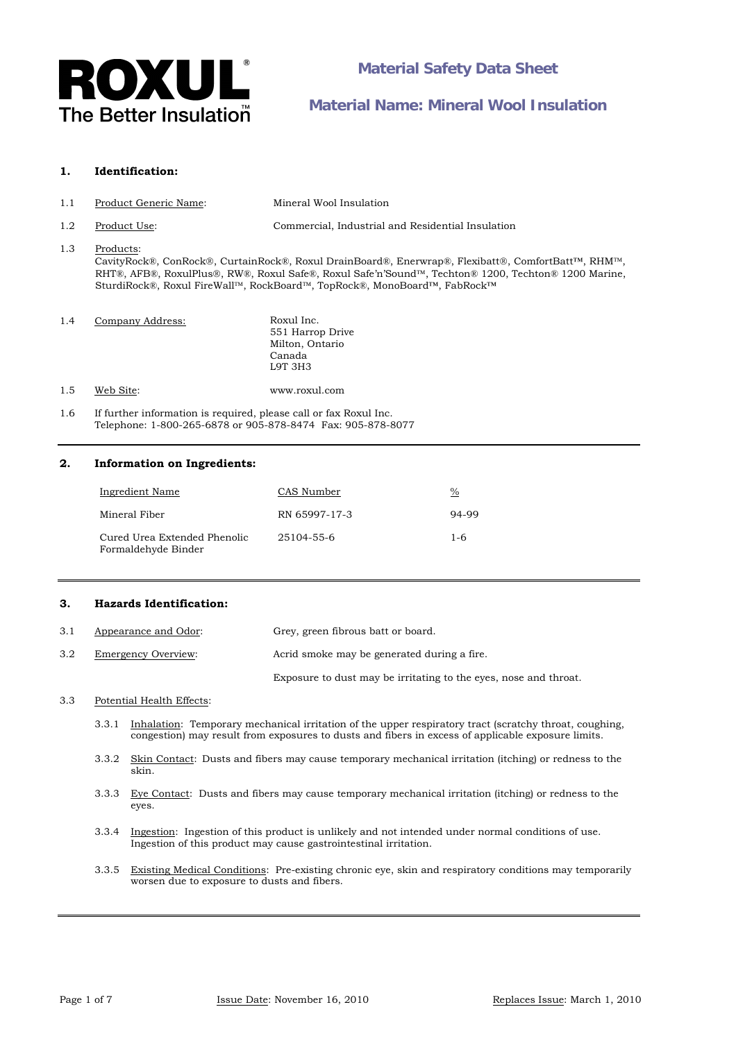**ROXUL®**
**The Better Insulation™**

# Material Safety Data Sheet

## Material Name: Mineral Wool Insulation

### 1. Identification:

1.1 Product Generic Name: Mineral Wool Insulation

1.2 Product Use: Commercial, Industrial and Residential Insulation

1.3 Products:
CavityRock®, ConRock®, CurtainRock®, Roxul DrainBoard®, Enerwrap®, Flexibatt®, ComfortBatt™, RHM™, RHT®, AFB®, RoxulPlus®, RW®, Roxul Safe®, Roxul Safe'n'Sound™, Techton® 1200, Techton® 1200 Marine, SturdiRock®, Roxul FireWall™, RockBoard™, TopRock®, MonoBoard™, FabRock™

1.4 Company Address:
Roxul Inc.
551 Harrop Drive
Milton, Ontario
Canada
L9T 3H3

1.5 Web Site: www.roxul.com

1.6 If further information is required, please call or fax Roxul Inc.
Telephone: 1-800-265-6878 or 905-878-8474 Fax: 905-878-8077

### 2. Information on Ingredients:

| Ingredient Name | CAS Number | % |
|---|---|---|
| Mineral Fiber | RN 65997-17-3 | 94-99 |
| Cured Urea Extended Phenolic Formaldehyde Binder | 25104-55-6 | 1-6 |

### 3. Hazards Identification:

3.1 Appearance and Odor: Grey, green fibrous batt or board.

3.2 Emergency Overview: Acrid smoke may be generated during a fire.

Exposure to dust may be irritating to the eyes, nose and throat.

3.3 Potential Health Effects:

3.3.1 Inhalation: Temporary mechanical irritation of the upper respiratory tract (scratchy throat, coughing, congestion) may result from exposures to dusts and fibers in excess of applicable exposure limits.

3.3.2 Skin Contact: Dusts and fibers may cause temporary mechanical irritation (itching) or redness to the skin.

3.3.3 Eye Contact: Dusts and fibers may cause temporary mechanical irritation (itching) or redness to the eyes.

3.3.4 Ingestion: Ingestion of this product is unlikely and not intended under normal conditions of use. Ingestion of this product may cause gastrointestinal irritation.

3.3.5 Existing Medical Conditions: Pre-existing chronic eye, skin and respiratory conditions may temporarily worsen due to exposure to dusts and fibers.

Issue Date: November 16, 2010 | Replaces Issue: March 1, 2010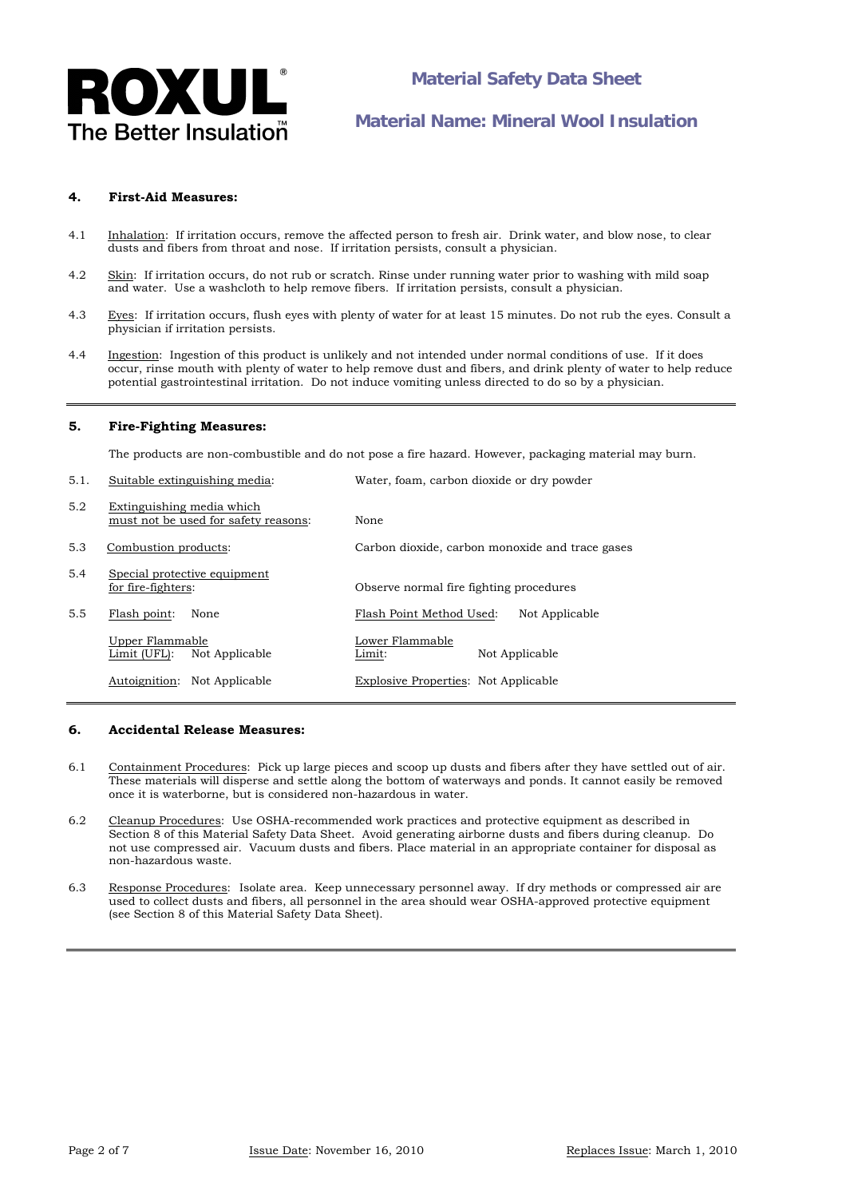## 4. First-Aid Measures:

4.1 Inhalation: If irritation occurs, remove the affected person to fresh air. Drink water, and blow nose, to clear dusts and fibers from throat and nose. If irritation persists, consult a physician.

4.2 Skin: If irritation occurs, do not rub or scratch. Rinse under running water prior to washing with mild soap and water. Use a washcloth to help remove fibers. If irritation persists, consult a physician.

4.3 Eyes: If irritation occurs, flush eyes with plenty of water for at least 15 minutes. Do not rub the eyes. Consult a physician if irritation persists.

4.4 Ingestion: Ingestion of this product is unlikely and not intended under normal conditions of use. If it does occur, rinse mouth with plenty of water to help remove dust and fibers, and drink plenty of water to help reduce potential gastrointestinal irritation. Do not induce vomiting unless directed to do so by a physician.

---

## 5. Fire-Fighting Measures:

The products are non-combustible and do not pose a fire hazard. However, packaging material may burn.

5.1. Suitable extinguishing media: Water, foam, carbon dioxide or dry powder

5.2 Extinguishing media which must not be used for safety reasons: None

5.3 Combustion products: Carbon dioxide, carbon monoxide and trace gases

5.4 Special protective equipment for fire-fighters: Observe normal fire fighting procedures

5.5 Flash point: None — Flash Point Method Used: Not Applicable

Upper Flammable Limit (UFL): Not Applicable — Lower Flammable Limit: Not Applicable

Autoignition: Not Applicable — Explosive Properties: Not Applicable

---

## 6. Accidental Release Measures:

6.1 Containment Procedures: Pick up large pieces and scoop up dusts and fibers after they have settled out of air. These materials will disperse and settle along the bottom of waterways and ponds. It cannot easily be removed once it is waterborne, but is considered non-hazardous in water.

6.2 Cleanup Procedures: Use OSHA-recommended work practices and protective equipment as described in Section 8 of this Material Safety Data Sheet. Avoid generating airborne dusts and fibers during cleanup. Do not use compressed air. Vacuum dusts and fibers. Place material in an appropriate container for disposal as non-hazardous waste.

6.3 Response Procedures: Isolate area. Keep unnecessary personnel away. If dry methods or compressed air are used to collect dusts and fibers, all personnel in the area should wear OSHA-approved protective equipment (see Section 8 of this Material Safety Data Sheet).

---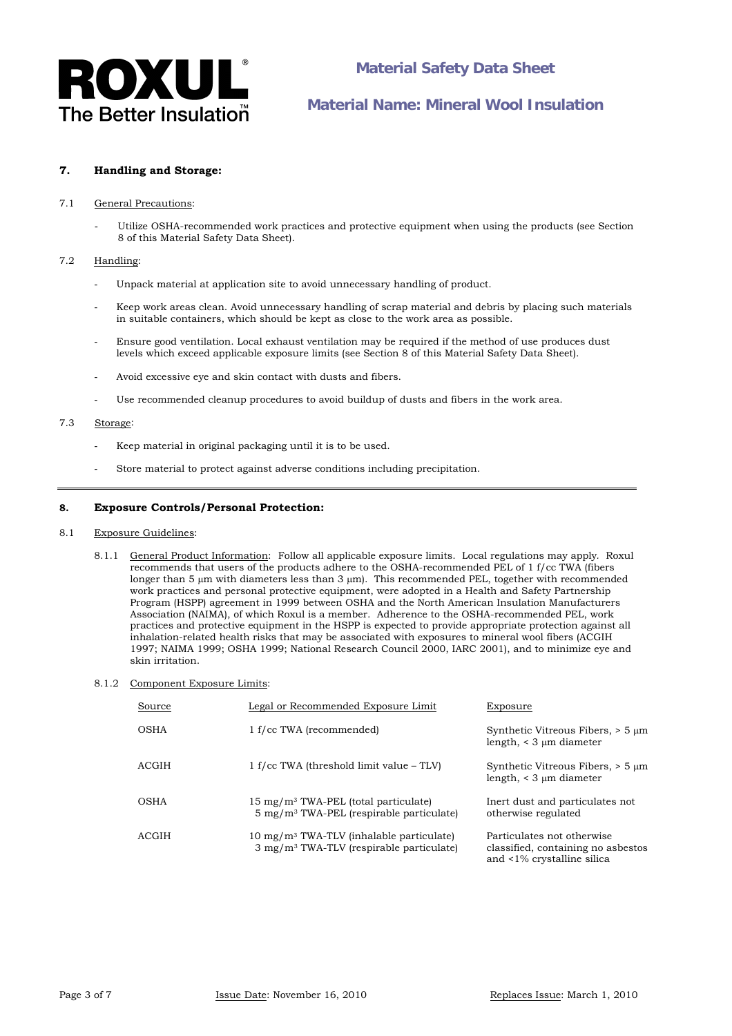## 7. Handling and Storage:

7.1 General Precautions:

- Utilize OSHA-recommended work practices and protective equipment when using the products (see Section 8 of this Material Safety Data Sheet).

7.2 Handling:

- Unpack material at application site to avoid unnecessary handling of product.
- Keep work areas clean. Avoid unnecessary handling of scrap material and debris by placing such materials in suitable containers, which should be kept as close to the work area as possible.
- Ensure good ventilation. Local exhaust ventilation may be required if the method of use produces dust levels which exceed applicable exposure limits (see Section 8 of this Material Safety Data Sheet).
- Avoid excessive eye and skin contact with dusts and fibers.
- Use recommended cleanup procedures to avoid buildup of dusts and fibers in the work area.

7.3 Storage:

- Keep material in original packaging until it is to be used.
- Store material to protect against adverse conditions including precipitation.

---

## 8. Exposure Controls/Personal Protection:

8.1 Exposure Guidelines:

8.1.1 General Product Information: Follow all applicable exposure limits. Local regulations may apply. Roxul recommends that users of the products adhere to the OSHA-recommended PEL of 1 f/cc TWA (fibers longer than 5 μm with diameters less than 3 μm). This recommended PEL, together with recommended work practices and personal protective equipment, were adopted in a Health and Safety Partnership Program (HSPP) agreement in 1999 between OSHA and the North American Insulation Manufacturers Association (NAIMA), of which Roxul is a member. Adherence to the OSHA-recommended PEL, work practices and protective equipment in the HSPP is expected to provide appropriate protection against all inhalation-related health risks that may be associated with exposures to mineral wool fibers (ACGIH 1997; NAIMA 1999; OSHA 1999; National Research Council 2000, IARC 2001), and to minimize eye and skin irritation.

8.1.2 Component Exposure Limits:

| Source | Legal or Recommended Exposure Limit | Exposure |
|---|---|---|
| OSHA | 1 f/cc TWA (recommended) | Synthetic Vitreous Fibers, > 5 μm length, < 3 μm diameter |
| ACGIH | 1 f/cc TWA (threshold limit value – TLV) | Synthetic Vitreous Fibers, > 5 μm length, < 3 μm diameter |
| OSHA | 15 $mg/m^3$ TWA-PEL (total particulate)<br>5 $mg/m^3$ TWA-PEL (respirable particulate) | Inert dust and particulates not otherwise regulated |
| ACGIH | 10 $mg/m^3$ TWA-TLV (inhalable particulate)<br>3 $mg/m^3$ TWA-TLV (respirable particulate) | Particulates not otherwise classified, containing no asbestos and <1% crystalline silica |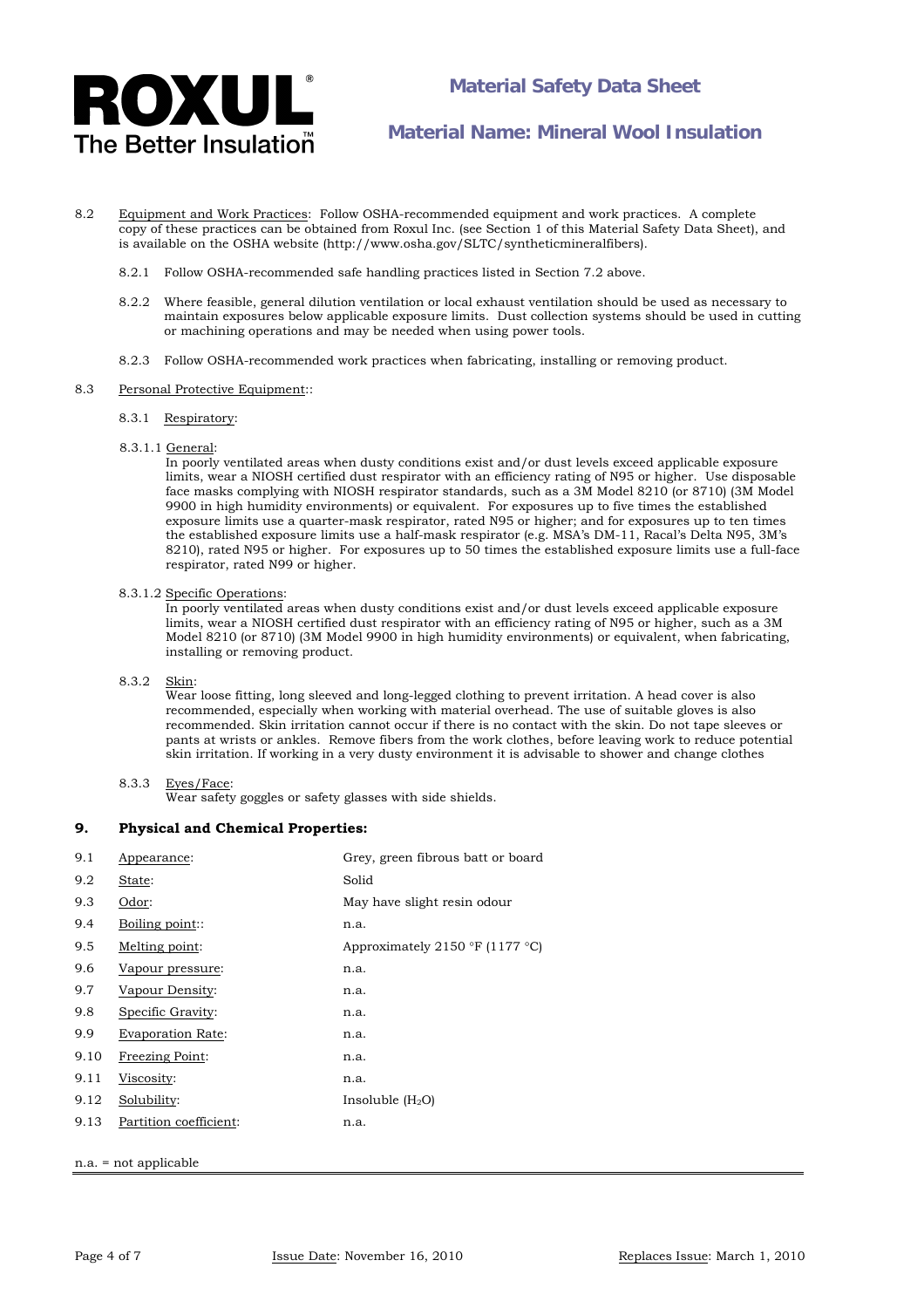8.2 Equipment and Work Practices: Follow OSHA-recommended equipment and work practices. A complete copy of these practices can be obtained from Roxul Inc. (see Section 1 of this Material Safety Data Sheet), and is available on the OSHA website (http://www.osha.gov/SLTC/syntheticmineralfibers).

8.2.1 Follow OSHA-recommended safe handling practices listed in Section 7.2 above.

8.2.2 Where feasible, general dilution ventilation or local exhaust ventilation should be used as necessary to maintain exposures below applicable exposure limits. Dust collection systems should be used in cutting or machining operations and may be needed when using power tools.

8.2.3 Follow OSHA-recommended work practices when fabricating, installing or removing product.

8.3 Personal Protective Equipment::

8.3.1 Respiratory:

8.3.1.1 General:
In poorly ventilated areas when dusty conditions exist and/or dust levels exceed applicable exposure limits, wear a NIOSH certified dust respirator with an efficiency rating of N95 or higher. Use disposable face masks complying with NIOSH respirator standards, such as a 3M Model 8210 (or 8710) (3M Model 9900 in high humidity environments) or equivalent. For exposures up to five times the established exposure limits use a quarter-mask respirator, rated N95 or higher; and for exposures up to ten times the established exposure limits use a half-mask respirator (e.g. MSA's DM-11, Racal's Delta N95, 3M's 8210), rated N95 or higher. For exposures up to 50 times the established exposure limits use a full-face respirator, rated N99 or higher.

8.3.1.2 Specific Operations:
In poorly ventilated areas when dusty conditions exist and/or dust levels exceed applicable exposure limits, wear a NIOSH certified dust respirator with an efficiency rating of N95 or higher, such as a 3M Model 8210 (or 8710) (3M Model 9900 in high humidity environments) or equivalent, when fabricating, installing or removing product.

8.3.2 Skin:
Wear loose fitting, long sleeved and long-legged clothing to prevent irritation. A head cover is also recommended, especially when working with material overhead. The use of suitable gloves is also recommended. Skin irritation cannot occur if there is no contact with the skin. Do not tape sleeves or pants at wrists or ankles. Remove fibers from the work clothes, before leaving work to reduce potential skin irritation. If working in a very dusty environment it is advisable to shower and change clothes

8.3.3 Eyes/Face:
Wear safety goggles or safety glasses with side shields.

## 9. Physical and Chemical Properties:

| | | |
|---|---|---|
| 9.1 | Appearance: | Grey, green fibrous batt or board |
| 9.2 | State: | Solid |
| 9.3 | Odor: | May have slight resin odour |
| 9.4 | Boiling point:: | n.a. |
| 9.5 | Melting point: | Approximately 2150 °F (1177 °C) |
| 9.6 | Vapour pressure: | n.a. |
| 9.7 | Vapour Density: | n.a. |
| 9.8 | Specific Gravity: | n.a. |
| 9.9 | Evaporation Rate: | n.a. |
| 9.10 | Freezing Point: | n.a. |
| 9.11 | Viscosity: | n.a. |
| 9.12 | Solubility: | Insoluble ($H_2O$) |
| 9.13 | Partition coefficient: | n.a. |

n.a. = not applicable

Issue Date: November 16, 2010 Replaces Issue: March 1, 2010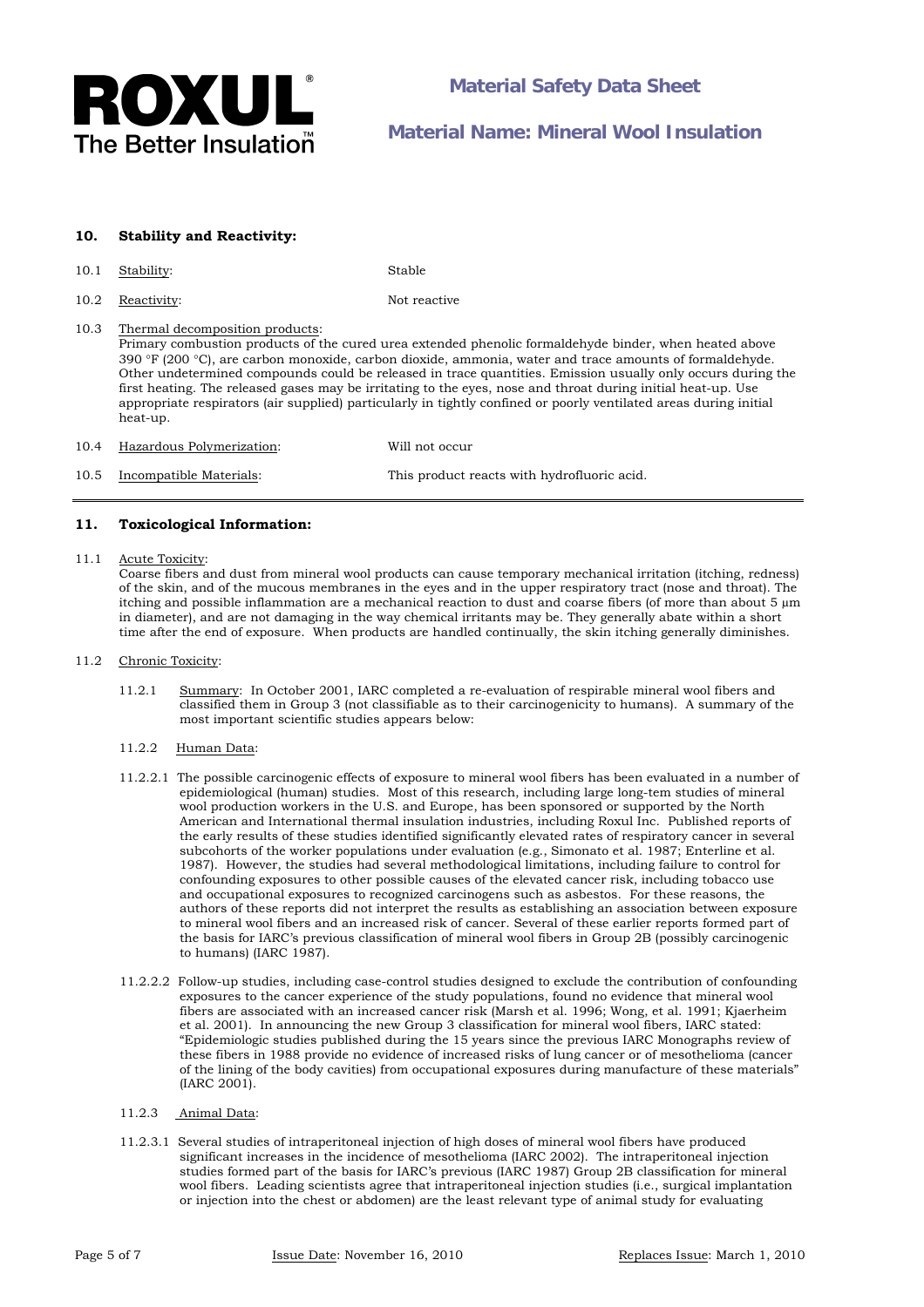## 10. Stability and Reactivity:

10.1 Stability: Stable

10.2 Reactivity: Not reactive

10.3 Thermal decomposition products:
Primary combustion products of the cured urea extended phenolic formaldehyde binder, when heated above 390 °F (200 °C), are carbon monoxide, carbon dioxide, ammonia, water and trace amounts of formaldehyde. Other undetermined compounds could be released in trace quantities. Emission usually only occurs during the first heating. The released gases may be irritating to the eyes, nose and throat during initial heat-up. Use appropriate respirators (air supplied) particularly in tightly confined or poorly ventilated areas during initial heat-up.

10.4 Hazardous Polymerization: Will not occur

10.5 Incompatible Materials: This product reacts with hydrofluoric acid.

---

## 11. Toxicological Information:

11.1 Acute Toxicity:
Coarse fibers and dust from mineral wool products can cause temporary mechanical irritation (itching, redness) of the skin, and of the mucous membranes in the eyes and in the upper respiratory tract (nose and throat). The itching and possible inflammation are a mechanical reaction to dust and coarse fibers (of more than about 5 μm in diameter), and are not damaging in the way chemical irritants may be. They generally abate within a short time after the end of exposure. When products are handled continually, the skin itching generally diminishes.

11.2 Chronic Toxicity:

11.2.1 Summary: In October 2001, IARC completed a re-evaluation of respirable mineral wool fibers and classified them in Group 3 (not classifiable as to their carcinogenicity to humans). A summary of the most important scientific studies appears below:

11.2.2 Human Data:

11.2.2.1 The possible carcinogenic effects of exposure to mineral wool fibers has been evaluated in a number of epidemiological (human) studies. Most of this research, including large long-tem studies of mineral wool production workers in the U.S. and Europe, has been sponsored or supported by the North American and International thermal insulation industries, including Roxul Inc. Published reports of the early results of these studies identified significantly elevated rates of respiratory cancer in several subcohorts of the worker populations under evaluation (e.g., Simonato et al. 1987; Enterline et al. 1987). However, the studies had several methodological limitations, including failure to control for confounding exposures to other possible causes of the elevated cancer risk, including tobacco use and occupational exposures to recognized carcinogens such as asbestos. For these reasons, the authors of these reports did not interpret the results as establishing an association between exposure to mineral wool fibers and an increased risk of cancer. Several of these earlier reports formed part of the basis for IARC's previous classification of mineral wool fibers in Group 2B (possibly carcinogenic to humans) (IARC 1987).

11.2.2.2 Follow-up studies, including case-control studies designed to exclude the contribution of confounding exposures to the cancer experience of the study populations, found no evidence that mineral wool fibers are associated with an increased cancer risk (Marsh et al. 1996; Wong, et al. 1991; Kjaerheim et al. 2001). In announcing the new Group 3 classification for mineral wool fibers, IARC stated: "Epidemiologic studies published during the 15 years since the previous IARC Monographs review of these fibers in 1988 provide no evidence of increased risks of lung cancer or of mesothelioma (cancer of the lining of the body cavities) from occupational exposures during manufacture of these materials" (IARC 2001).

11.2.3 Animal Data:

11.2.3.1 Several studies of intraperitoneal injection of high doses of mineral wool fibers have produced significant increases in the incidence of mesothelioma (IARC 2002). The intraperitoneal injection studies formed part of the basis for IARC's previous (IARC 1987) Group 2B classification for mineral wool fibers. Leading scientists agree that intraperitoneal injection studies (i.e., surgical implantation or injection into the chest or abdomen) are the least relevant type of animal study for evaluating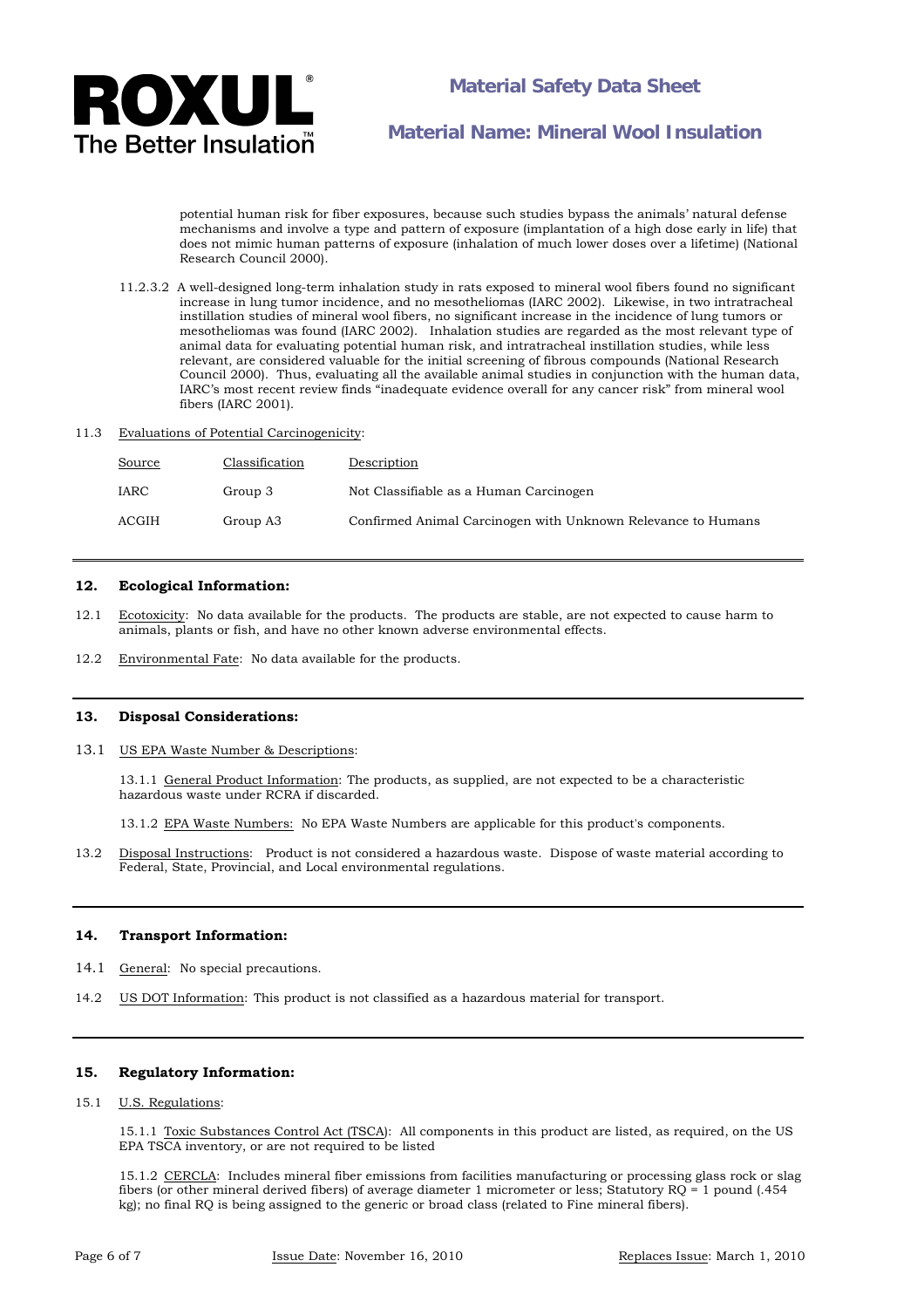potential human risk for fiber exposures, because such studies bypass the animals' natural defense mechanisms and involve a type and pattern of exposure (implantation of a high dose early in life) that does not mimic human patterns of exposure (inhalation of much lower doses over a lifetime) (National Research Council 2000).

11.2.3.2 A well-designed long-term inhalation study in rats exposed to mineral wool fibers found no significant increase in lung tumor incidence, and no mesotheliomas (IARC 2002). Likewise, in two intratracheal instillation studies of mineral wool fibers, no significant increase in the incidence of lung tumors or mesotheliomas was found (IARC 2002). Inhalation studies are regarded as the most relevant type of animal data for evaluating potential human risk, and intratracheal instillation studies, while less relevant, are considered valuable for the initial screening of fibrous compounds (National Research Council 2000). Thus, evaluating all the available animal studies in conjunction with the human data, IARC's most recent review finds "inadequate evidence overall for any cancer risk" from mineral wool fibers (IARC 2001).

11.3 Evaluations of Potential Carcinogenicity:

| Source | Classification | Description |
|---|---|---|
| IARC | Group 3 | Not Classifiable as a Human Carcinogen |
| ACGIH | Group A3 | Confirmed Animal Carcinogen with Unknown Relevance to Humans |

## 12. Ecological Information:

12.1 Ecotoxicity: No data available for the products. The products are stable, are not expected to cause harm to animals, plants or fish, and have no other known adverse environmental effects.

12.2 Environmental Fate: No data available for the products.

## 13. Disposal Considerations:

13.1 US EPA Waste Number & Descriptions:

13.1.1 General Product Information: The products, as supplied, are not expected to be a characteristic hazardous waste under RCRA if discarded.

13.1.2 EPA Waste Numbers: No EPA Waste Numbers are applicable for this product's components.

13.2 Disposal Instructions: Product is not considered a hazardous waste. Dispose of waste material according to Federal, State, Provincial, and Local environmental regulations.

## 14. Transport Information:

14.1 General: No special precautions.

14.2 US DOT Information: This product is not classified as a hazardous material for transport.

## 15. Regulatory Information:

15.1 U.S. Regulations:

15.1.1 Toxic Substances Control Act (TSCA): All components in this product are listed, as required, on the US EPA TSCA inventory, or are not required to be listed

15.1.2 CERCLA: Includes mineral fiber emissions from facilities manufacturing or processing glass rock or slag fibers (or other mineral derived fibers) of average diameter 1 micrometer or less; Statutory RQ = 1 pound (.454 kg); no final RQ is being assigned to the generic or broad class (related to Fine mineral fibers).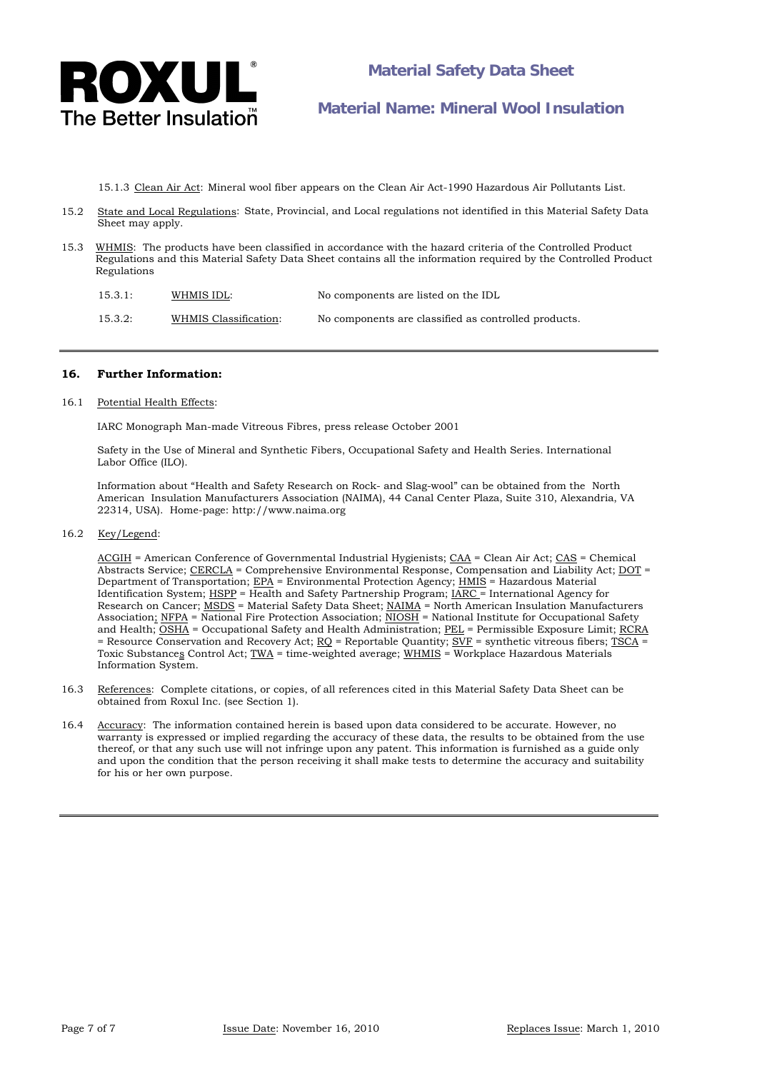15.1.3 Clean Air Act: Mineral wool fiber appears on the Clean Air Act-1990 Hazardous Air Pollutants List.

15.2 State and Local Regulations: State, Provincial, and Local regulations not identified in this Material Safety Data Sheet may apply.

15.3 WHMIS: The products have been classified in accordance with the hazard criteria of the Controlled Product Regulations and this Material Safety Data Sheet contains all the information required by the Controlled Product Regulations

| | | |
|---|---|---|
| 15.3.1: | WHMIS IDL: | No components are listed on the IDL |
| 15.3.2: | WHMIS Classification: | No components are classified as controlled products. |

## 16. Further Information:

16.1 Potential Health Effects:

IARC Monograph Man-made Vitreous Fibres, press release October 2001

Safety in the Use of Mineral and Synthetic Fibers, Occupational Safety and Health Series. International Labor Office (ILO).

Information about "Health and Safety Research on Rock- and Slag-wool" can be obtained from the North American Insulation Manufacturers Association (NAIMA), 44 Canal Center Plaza, Suite 310, Alexandria, VA 22314, USA). Home-page: http://www.naima.org

16.2 Key/Legend:

ACGIH = American Conference of Governmental Industrial Hygienists; CAA = Clean Air Act; CAS = Chemical Abstracts Service; CERCLA = Comprehensive Environmental Response, Compensation and Liability Act; DOT = Department of Transportation; EPA = Environmental Protection Agency; HMIS = Hazardous Material Identification System; HSPP = Health and Safety Partnership Program; IARC = International Agency for Research on Cancer; MSDS = Material Safety Data Sheet; NAIMA = North American Insulation Manufacturers Association; NFPA = National Fire Protection Association; NIOSH = National Institute for Occupational Safety and Health; OSHA = Occupational Safety and Health Administration; PEL = Permissible Exposure Limit; RCRA = Resource Conservation and Recovery Act; RQ = Reportable Quantity; SVF = synthetic vitreous fibers; TSCA = Toxic Substances Control Act; TWA = time-weighted average; WHMIS = Workplace Hazardous Materials Information System.

16.3 References: Complete citations, or copies, of all references cited in this Material Safety Data Sheet can be obtained from Roxul Inc. (see Section 1).

16.4 Accuracy: The information contained herein is based upon data considered to be accurate. However, no warranty is expressed or implied regarding the accuracy of these data, the results to be obtained from the use thereof, or that any such use will not infringe upon any patent. This information is furnished as a guide only and upon the condition that the person receiving it shall make tests to determine the accuracy and suitability for his or her own purpose.